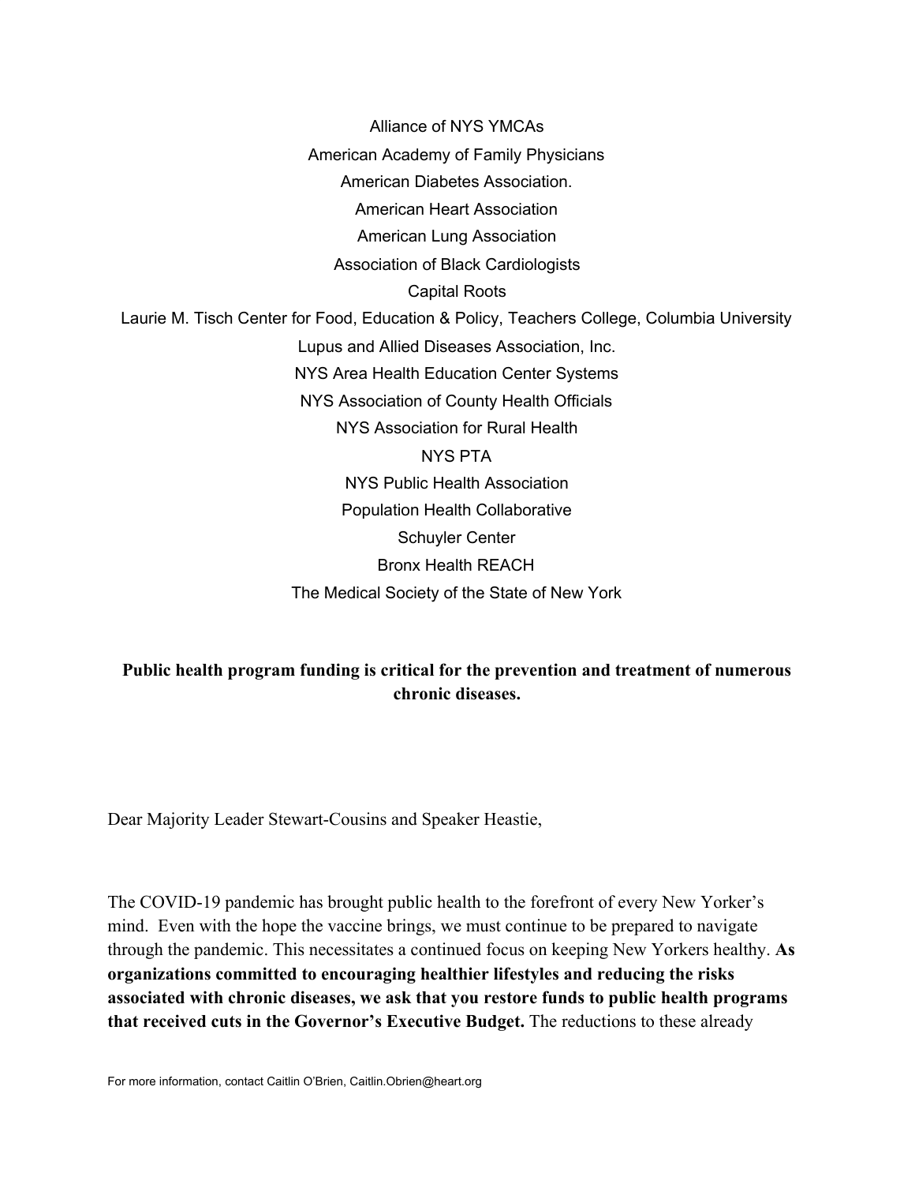Alliance of NYS YMCAs

American Academy of Family Physicians

American Diabetes Association.

American Heart Association

American Lung Association

Association of Black Cardiologists

Capital Roots

Laurie M. Tisch Center for Food, Education & Policy, Teachers College, Columbia University

Lupus and Allied Diseases Association, Inc.

NYS Area Health Education Center Systems

NYS Association of County Health Officials

NYS Association for Rural Health

NYS PTA

NYS Public Health Association

Population Health Collaborative

Schuyler Center

Bronx Health REACH

The Medical Society of the State of New York

**Public health program funding is critical for the prevention and treatment of numerous chronic diseases.**

Dear Majority Leader Stewart-Cousins and Speaker Heastie,

The COVID-19 pandemic has brought public health to the forefront of every New Yorker's mind. Even with the hope the vaccine brings, we must continue to be prepared to navigate through the pandemic. This necessitates a continued focus on keeping New Yorkers healthy. **As organizations committed to encouraging healthier lifestyles and reducing the risks associated with chronic diseases, we ask that you restore funds to public health programs that received cuts in the Governor's Executive Budget.** The reductions to these already

For more information, contact Caitlin O'Brien, Caitlin.Obrien@heart.org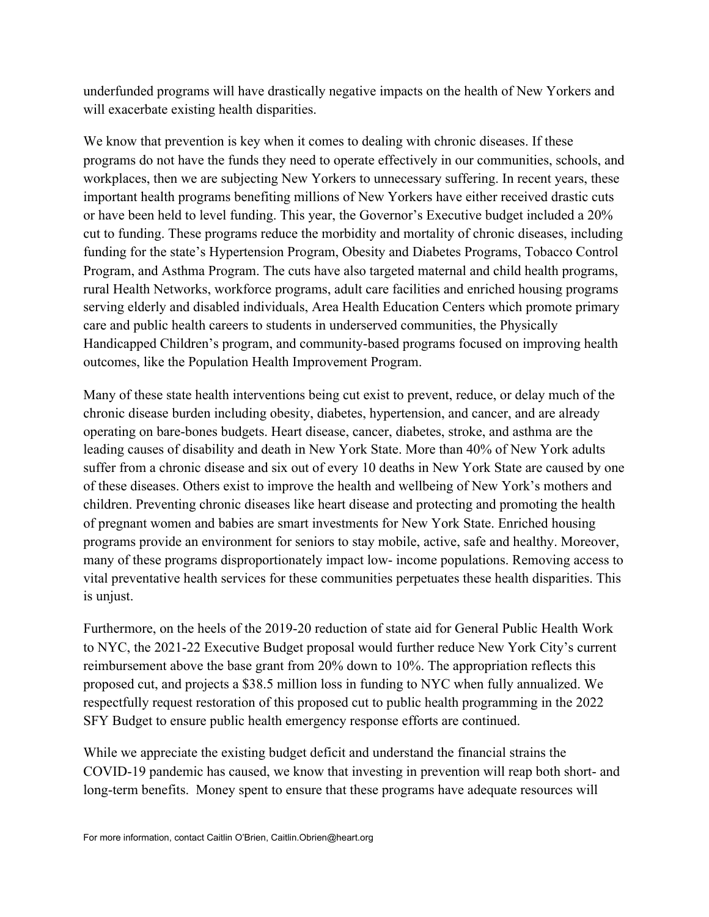underfunded programs will have drastically negative impacts on the health of New Yorkers and will exacerbate existing health disparities.

We know that prevention is key when it comes to dealing with chronic diseases. If these programs do not have the funds they need to operate effectively in our communities, schools, and workplaces, then we are subjecting New Yorkers to unnecessary suffering. In recent years, these important health programs benefiting millions of New Yorkers have either received drastic cuts or have been held to level funding. This year, the Governor's Executive budget included a 20% cut to funding. These programs reduce the morbidity and mortality of chronic diseases, including funding for the state's Hypertension Program, Obesity and Diabetes Programs, Tobacco Control Program, and Asthma Program. The cuts have also targeted maternal and child health programs, rural Health Networks, workforce programs, adult care facilities and enriched housing programs serving elderly and disabled individuals, Area Health Education Centers which promote primary care and public health careers to students in underserved communities, the Physically Handicapped Children's program, and community-based programs focused on improving health outcomes, like the Population Health Improvement Program.

Many of these state health interventions being cut exist to prevent, reduce, or delay much of the chronic disease burden including obesity, diabetes, hypertension, and cancer, and are already operating on bare-bones budgets. Heart disease, cancer, diabetes, stroke, and asthma are the leading causes of disability and death in New York State. More than 40% of New York adults suffer from a chronic disease and six out of every 10 deaths in New York State are caused by one of these diseases. Others exist to improve the health and wellbeing of New York's mothers and children. Preventing chronic diseases like heart disease and protecting and promoting the health of pregnant women and babies are smart investments for New York State. Enriched housing programs provide an environment for seniors to stay mobile, active, safe and healthy. Moreover, many of these programs disproportionately impact low- income populations. Removing access to vital preventative health services for these communities perpetuates these health disparities. This is unjust.

Furthermore, on the heels of the 2019-20 reduction of state aid for General Public Health Work to NYC, the 2021-22 Executive Budget proposal would further reduce New York City's current reimbursement above the base grant from 20% down to 10%. The appropriation reflects this proposed cut, and projects a $38.5 million loss in funding to NYC when fully annualized. We respectfully request restoration of this proposed cut to public health programming in the 2022 SFY Budget to ensure public health emergency response efforts are continued.

While we appreciate the existing budget deficit and understand the financial strains the COVID-19 pandemic has caused, we know that investing in prevention will reap both short- and long-term benefits. Money spent to ensure that these programs have adequate resources will

For more information, contact Caitlin O'Brien, Caitlin.Obrien@heart.org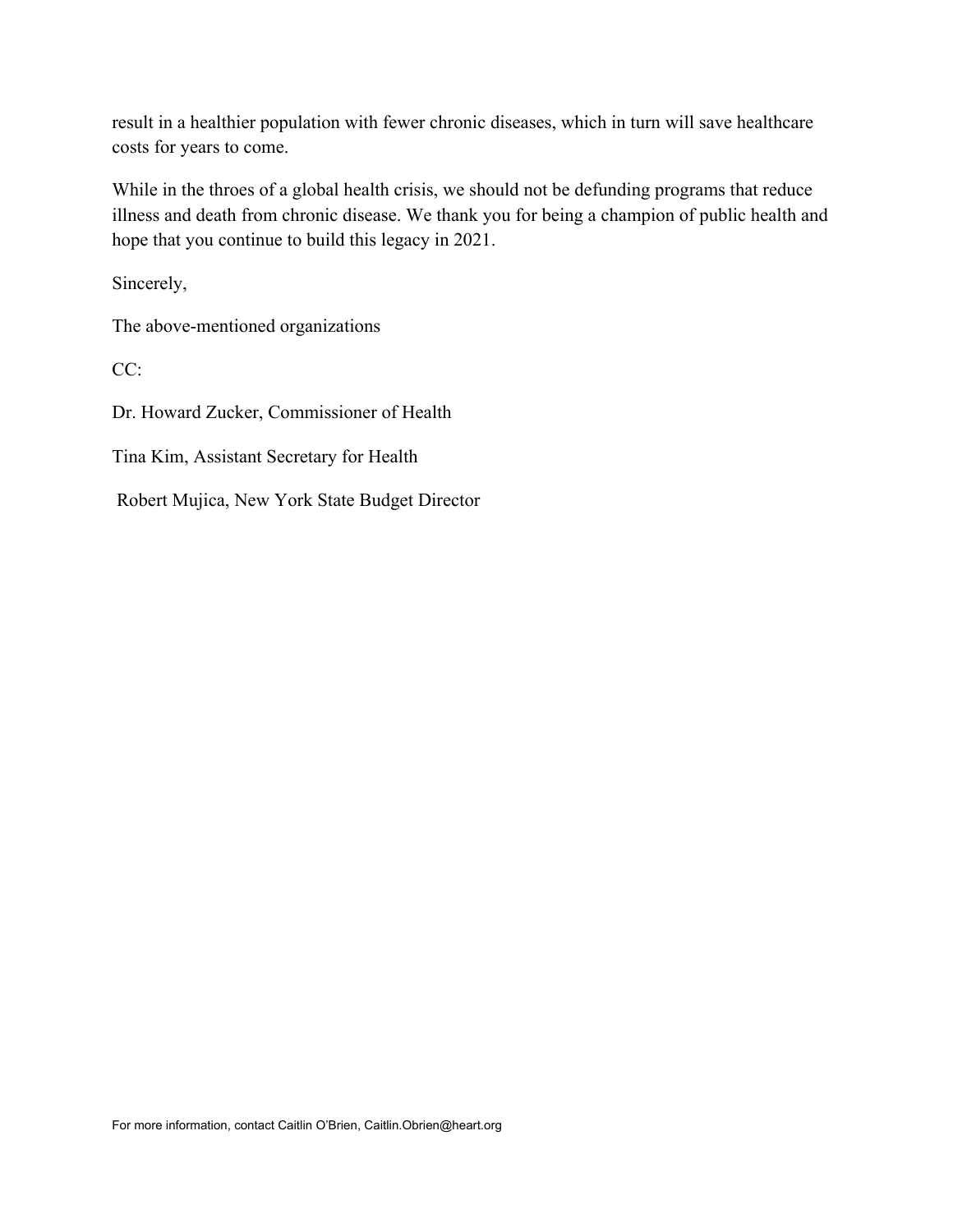result in a healthier population with fewer chronic diseases, which in turn will save healthcare costs for years to come.

While in the throes of a global health crisis, we should not be defunding programs that reduce illness and death from chronic disease. We thank you for being a champion of public health and hope that you continue to build this legacy in 2021.

Sincerely,

The above-mentioned organizations

CC:

Dr. Howard Zucker, Commissioner of Health

Tina Kim, Assistant Secretary for Health

Robert Mujica, New York State Budget Director

For more information, contact Caitlin O'Brien, Caitlin.Obrien@heart.org